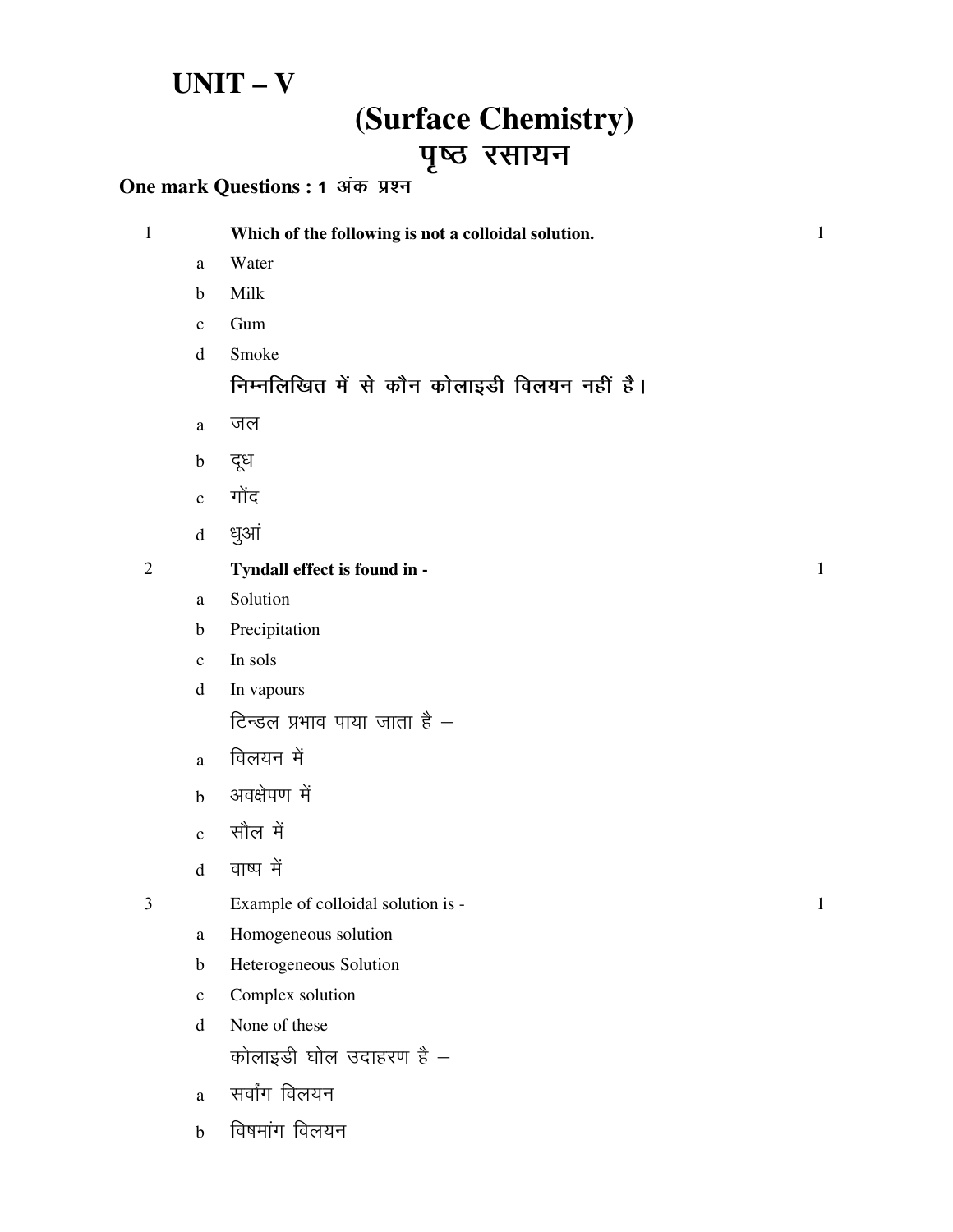# UNIT – V

## (Surface Chemistry)
## पृष्ठ रसायन

**One mark Questions : 1 अंक प्रश्न**

1 **Which of the following is not a colloidal solution.** 1

a Water
b Milk
c Gum
d Smoke

**निम्नलिखित में से कौन कोलाइडी विलयन नहीं है।**

a जल
b दूध
c गोंद
d धुआं

2 **Tyndall effect is found in -** 1

a Solution
b Precipitation
c In sols
d In vapours

टिन्डल प्रभाव पाया जाता है –

a विलयन में
b अवक्षेपण में
c सौल में
d वाष्प में

3 Example of colloidal solution is - 1

a Homogeneous solution
b Heterogeneous Solution
c Complex solution
d None of these

कोलाइडी घोल उदाहरण है –

a सर्वांग विलयन
b विषमांग विलयन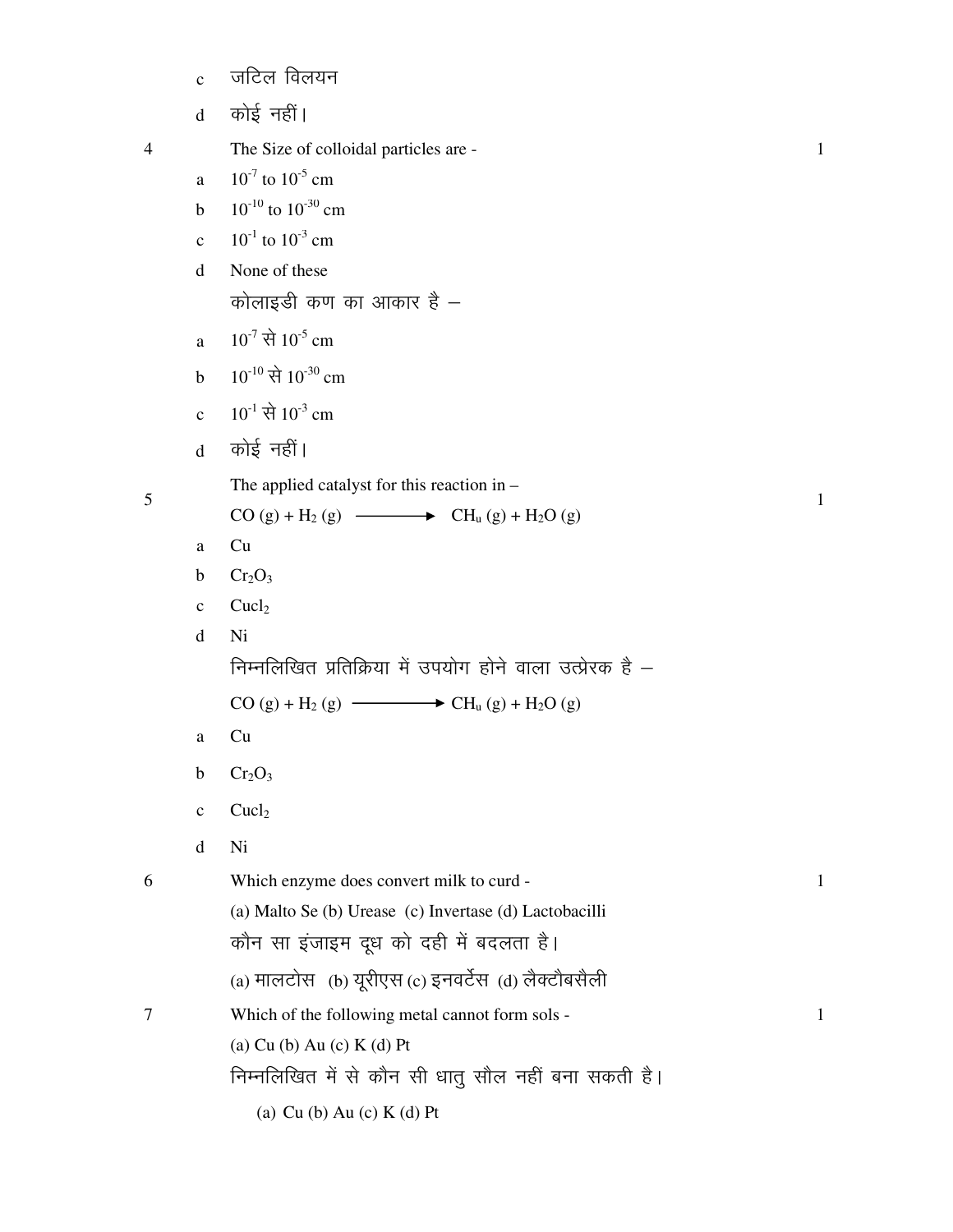c जटिल विलयन

d कोई नहीं।

4 The Size of colloidal particles are - 1

a $10^{-7}$ to $10^{-5}$ cm

b $10^{-10}$ to $10^{-30}$ cm

c $10^{-1}$ to $10^{-3}$ cm

d None of these

कोलाइडी कण का आकार है –

a $10^{-7}$ से $10^{-5}$ cm

b $10^{-10}$ से $10^{-30}$ cm

c $10^{-1}$ से $10^{-3}$ cm

d कोई नहीं।

5 The applied catalyst for this reaction in – 1

$CO (g) + H_2 (g) \longrightarrow CH_u (g) + H_2O (g)$

a Cu

b $Cr_2O_3$

c $Cucl_2$

d Ni

निम्नलिखित प्रतिक्रिया में उपयोग होने वाला उत्प्रेरक है –

$CO (g) + H_2 (g) \longrightarrow CH_u (g) + H_2O (g)$

a Cu

b $Cr_2O_3$

c $Cucl_2$

d Ni

6 Which enzyme does convert milk to curd - 1

(a) Malto Se (b) Urease (c) Invertase (d) Lactobacilli

कौन सा इंजाइम दूध को दही में बदलता है।

(a) मालटोस (b) यूरीएस (c) इनवर्टेस (d) लैक्टौबसैली

7 Which of the following metal cannot form sols - 1

(a) Cu (b) Au (c) K (d) Pt

निम्नलिखित में से कौन सी धातु सौल नहीं बना सकती है।

(a) Cu (b) Au (c) K (d) Pt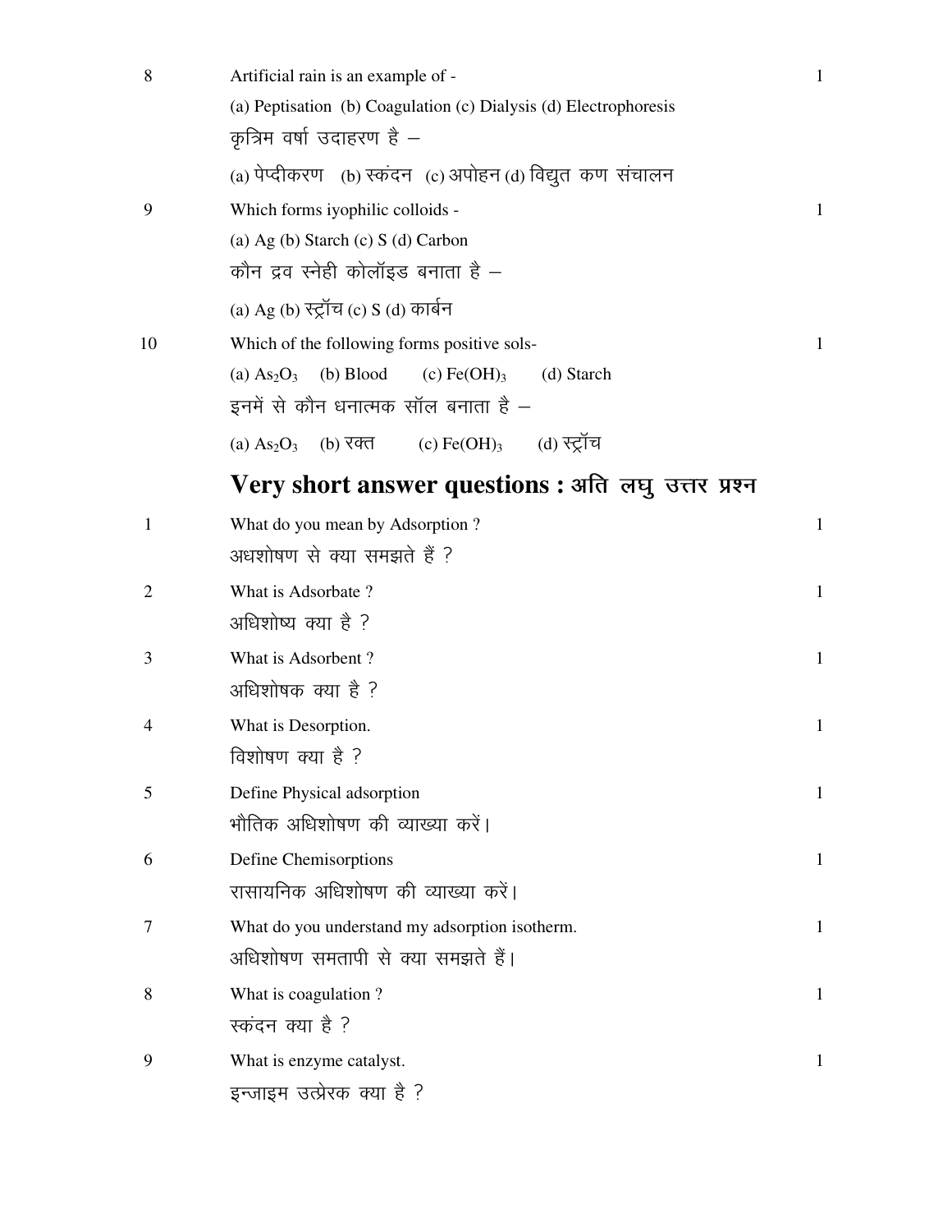8 Artificial rain is an example of - 1

(a) Peptisation (b) Coagulation (c) Dialysis (d) Electrophoresis

कृत्रिम वर्षा उदाहरण है –

(a) पेप्दीकरण (b) स्कंदन (c) अपोहन (d) विद्युत कण संचालन

9 Which forms iyophilic colloids - 1

(a) Ag (b) Starch (c) S (d) Carbon

कौन द्रव स्नेही कोलॉइड बनाता है –

(a) Ag (b) स्ट्रॉच (c) S (d) कार्बन

10 Which of the following forms positive sols- 1

(a) $As_2O_3$ (b) Blood (c) $Fe(OH)_3$ (d) Starch

इनमें से कौन धनात्मक सॉल बनाता है –

(a) $As_2O_3$ (b) रक्त (c) $Fe(OH)_3$ (d) स्ट्रॉच

## Very short answer questions : अति लघु उत्तर प्रश्न

1 What do you mean by Adsorption ? 1

अधशोषण से क्या समझते हैं ?

2 What is Adsorbate ? 1

अधिशोष्य क्या है ?

3 What is Adsorbent ? 1

अधिशोषक क्या है ?

4 What is Desorption. 1

विशोषण क्या है ?

5 Define Physical adsorption 1

भौतिक अधिशोषण की व्याख्या करें।

6 Define Chemisorptions 1

रासायनिक अधिशोषण की व्याख्या करें।

7 What do you understand my adsorption isotherm. 1

अधिशोषण समतापी से क्या समझते हैं।

8 What is coagulation ? 1

स्कंदन क्या है ?

9 What is enzyme catalyst. 1

इन्जाइम उत्प्रेरक क्या है ?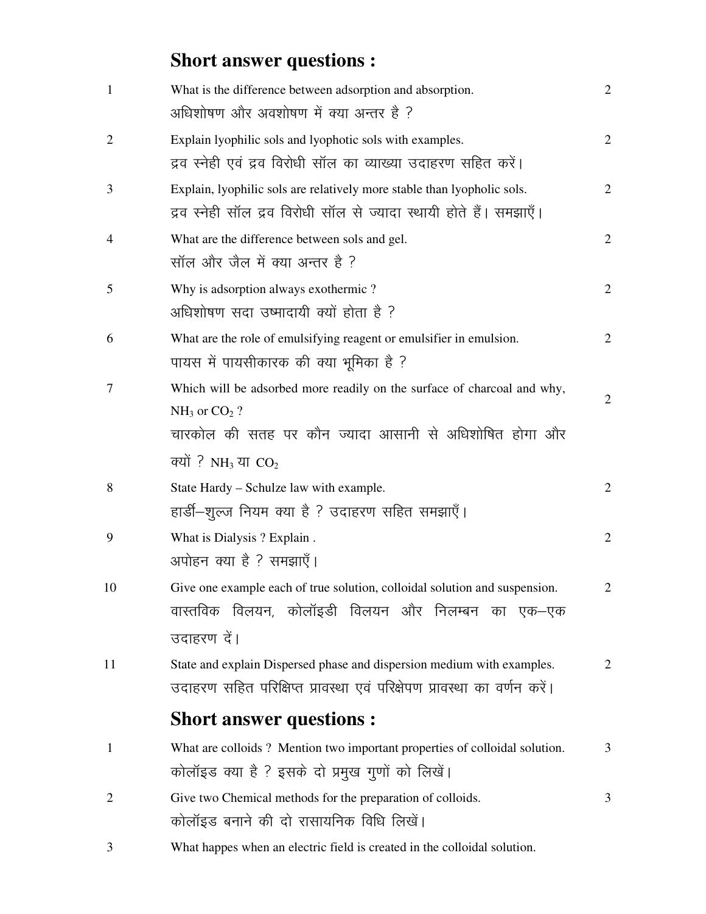## Short answer questions :

| | | |
|---|---|---|
| 1 | What is the difference between adsorption and absorption.<br>अधिशोषण और अवशोषण में क्या अन्तर है ? | 2 |
| 2 | Explain lyophilic sols and lyophotic sols with examples.<br>द्रव स्नेही एवं द्रव विरोधी सॉल का व्याख्या उदाहरण सहित करें। | 2 |
| 3 | Explain, lyophilic sols are relatively more stable than lyopholic sols.<br>द्रव स्नेही सॉल द्रव विरोधी सॉल से ज्यादा स्थायी होते हैं। समझाएँ। | 2 |
| 4 | What are the difference between sols and gel.<br>सॉल और जैल में क्या अन्तर है ? | 2 |
| 5 | Why is adsorption always exothermic ?<br>अधिशोषण सदा उष्मादायी क्यों होता है ? | 2 |
| 6 | What are the role of emulsifying reagent or emulsifier in emulsion.<br>पायस में पायसीकारक की क्या भूमिका है ? | 2 |
| 7 | Which will be adsorbed more readily on the surface of charcoal and why, $NH_3$ or $CO_2$ ?<br>चारकोल की सतह पर कौन ज्यादा आसानी से अधिशोषित होगा और क्यों ? $NH_3$ या $CO_2$ | 2 |
| 8 | State Hardy – Schulze law with example.<br>हार्डी–शुल्ज नियम क्या है ? उदाहरण सहित समझाएँ। | 2 |
| 9 | What is Dialysis ? Explain .<br>अपोहन क्या है ? समझाएँ। | 2 |
| 10 | Give one example each of true solution, colloidal solution and suspension.<br>वास्तविक विलयन, कोलॉइडी विलयन और निलम्बन का एक–एक उदाहरण दें। | 2 |
| 11 | State and explain Dispersed phase and dispersion medium with examples.<br>उदाहरण सहित परिक्षिप्त प्रावस्था एवं परिक्षेपण प्रावस्था का वर्णन करें। | 2 |

## Short answer questions :

| | | |
|---|---|---|
| 1 | What are colloids ? Mention two important properties of colloidal solution.<br>कोलॉइड क्या है ? इसके दो प्रमुख गुणों को लिखें। | 3 |
| 2 | Give two Chemical methods for the preparation of colloids.<br>कोलॉइड बनाने की दो रासायनिक विधि लिखें। | 3 |
| 3 | What happes when an electric field is created in the colloidal solution. | |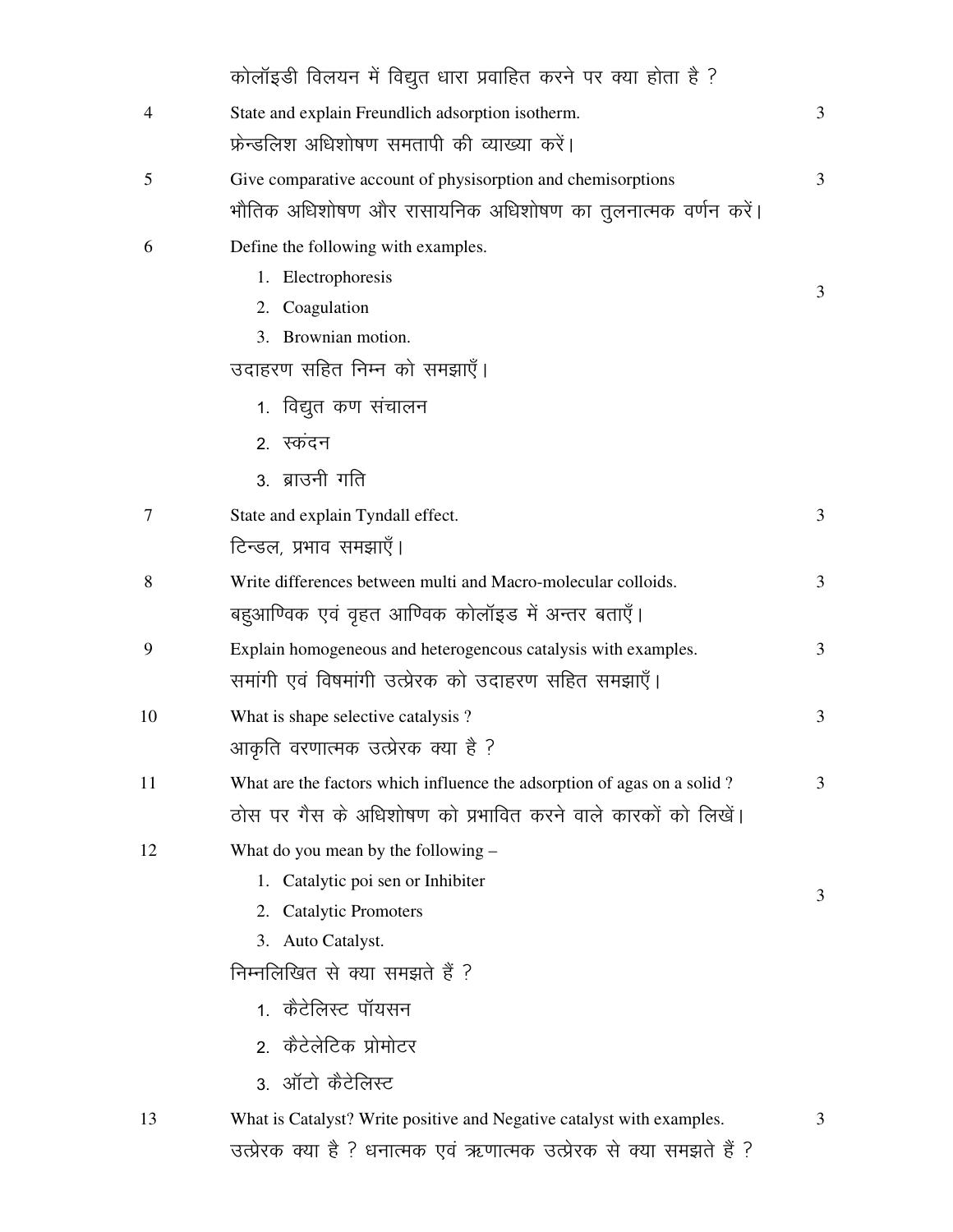कोलॉइडी विलयन में विद्युत धारा प्रवाहित करने पर क्या होता है ?

| | | |
|---|---|---|
| 4 | State and explain Freundlich adsorption isotherm.<br>फ्रेन्डलिश अधिशोषण समतापी की व्याख्या करें। | 3 |
| 5 | Give comparative account of physisorption and chemisorptions<br>भौतिक अधिशोषण और रासायनिक अधिशोषण का तुलनात्मक वर्णन करें। | 3 |
| 6 | Define the following with examples.<br>1. Electrophoresis<br>2. Coagulation<br>3. Brownian motion.<br>उदाहरण सहित निम्न को समझाएँ।<br>1. विद्युत कण संचालन<br>2. स्कंदन<br>3. ब्राउनी गति | 3 |
| 7 | State and explain Tyndall effect.<br>टिन्डल, प्रभाव समझाएँ। | 3 |
| 8 | Write differences between multi and Macro-molecular colloids.<br>बहुआण्विक एवं वृहत आण्विक कोलॉइड में अन्तर बताएँ। | 3 |
| 9 | Explain homogeneous and heterogencous catalysis with examples.<br>समांगी एवं विषमांगी उत्प्रेरक को उदाहरण सहित समझाएँ। | 3 |
| 10 | What is shape selective catalysis ?<br>आकृति वरणात्मक उत्प्रेरक क्या है ? | 3 |
| 11 | What are the factors which influence the adsorption of agas on a solid ?<br>ठोस पर गैस के अधिशोषण को प्रभावित करने वाले कारकों को लिखें। | 3 |
| 12 | What do you mean by the following –<br>1. Catalytic poi sen or Inhibiter<br>2. Catalytic Promoters<br>3. Auto Catalyst.<br>निम्नलिखित से क्या समझते हैं ?<br>1. कैटेलिस्ट पॉयसन<br>2. कैटेलेटिक प्रोमोटर<br>3. ऑटो कैटेलिस्ट | 3 |
| 13 | What is Catalyst? Write positive and Negative catalyst with examples.<br>उत्प्रेरक क्या है ? धनात्मक एवं ऋणात्मक उत्प्रेरक से क्या समझते हैं ? | 3 |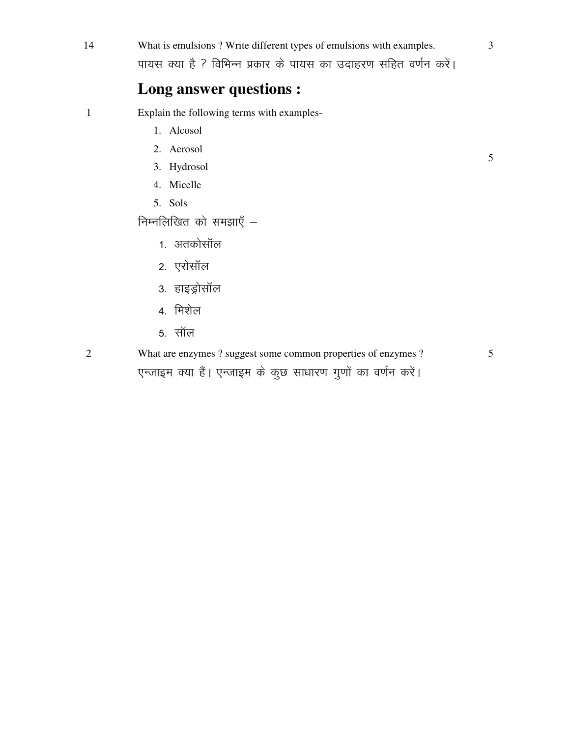14 What is emulsions ? Write different types of emulsions with examples. 3

पायस क्या है ? विभिन्न प्रकार के पायस का उदाहरण सहित वर्णन करें।

## Long answer questions :

1 Explain the following terms with examples- 5

1. Alcosol
2. Aerosol
3. Hydrosol
4. Micelle
5. Sols

निम्नलिखित को समझाएँ –

1. अतकोसॉल
2. एरोसॉल
3. हाइड्रोसॉल
4. मिशेल
5. सॉल

2 What are enzymes ? suggest some common properties of enzymes ? 5

एन्जाइम क्या हैं। एन्जाइम के कुछ साधारण गुणों का वर्णन करें।